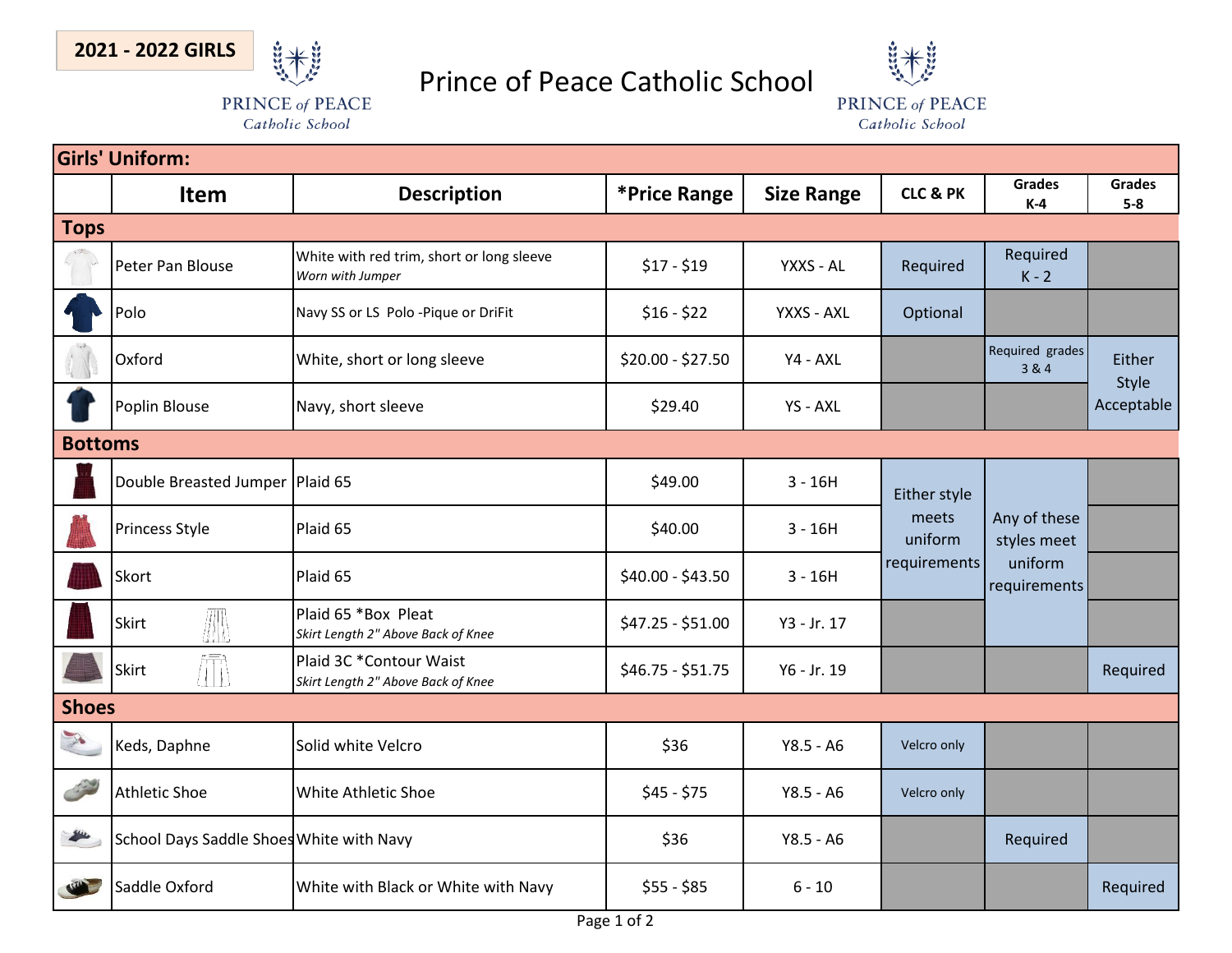**2021 - 2022 GIRLS**

# Prince of Peace Catholic School

PRINCE of PEACE Catholic School

| Girls' Uniform: | | | | | | | |
|---|---|---|---|---|---|---|---|
| | **Item** | **Description** | ***Price Range** | **Size Range** | **CLC & PK** | **Grades K-4** | **Grades 5-8** |
| **Tops** | | | | | | | |
| | Peter Pan Blouse | White with red trim, short or long sleeve *Worn with Jumper* | $17 - $19 | YXXS - AL | Required | Required K - 2 | |
| | Polo | Navy SS or LS Polo -Pique or DriFit | $16 - $22 | YXXS - AXL | Optional | | |
| | Oxford | White, short or long sleeve | $20.00 - $27.50 | Y4 - AXL | | Required grades 3 & 4 | Either Style Acceptable |
| | Poplin Blouse | Navy, short sleeve | $29.40 | YS - AXL | | | |
| **Bottoms** | | | | | | | |
| | Double Breasted Jumper | Plaid 65 | $49.00 | 3 - 16H | Either style meets uniform requirements | Any of these styles meet uniform requirements | |
| | Princess Style | Plaid 65 | $40.00 | 3 - 16H | | | |
| | Skort | Plaid 65 | $40.00 - $43.50 | 3 - 16H | | | |
| | Skirt | Plaid 65 *Box Pleat *Skirt Length 2" Above Back of Knee* | $47.25 - $51.00 | Y3 - Jr. 17 | | | |
| | Skirt | Plaid 3C *Contour Waist *Skirt Length 2" Above Back of Knee* | $46.75 - $51.75 | Y6 - Jr. 19 | | | Required |
| **Shoes** | | | | | | | |
| | Keds, Daphne | Solid white Velcro | $36 | Y8.5 - A6 | Velcro only | | |
| | Athletic Shoe | White Athletic Shoe | $45 - $75 | Y8.5 - A6 | Velcro only | | |
| | School Days Saddle Shoes | White with Navy | $36 | Y8.5 - A6 | | Required | |
| | Saddle Oxford | White with Black or White with Navy | $55 - $85 | 6 - 10 | | | Required |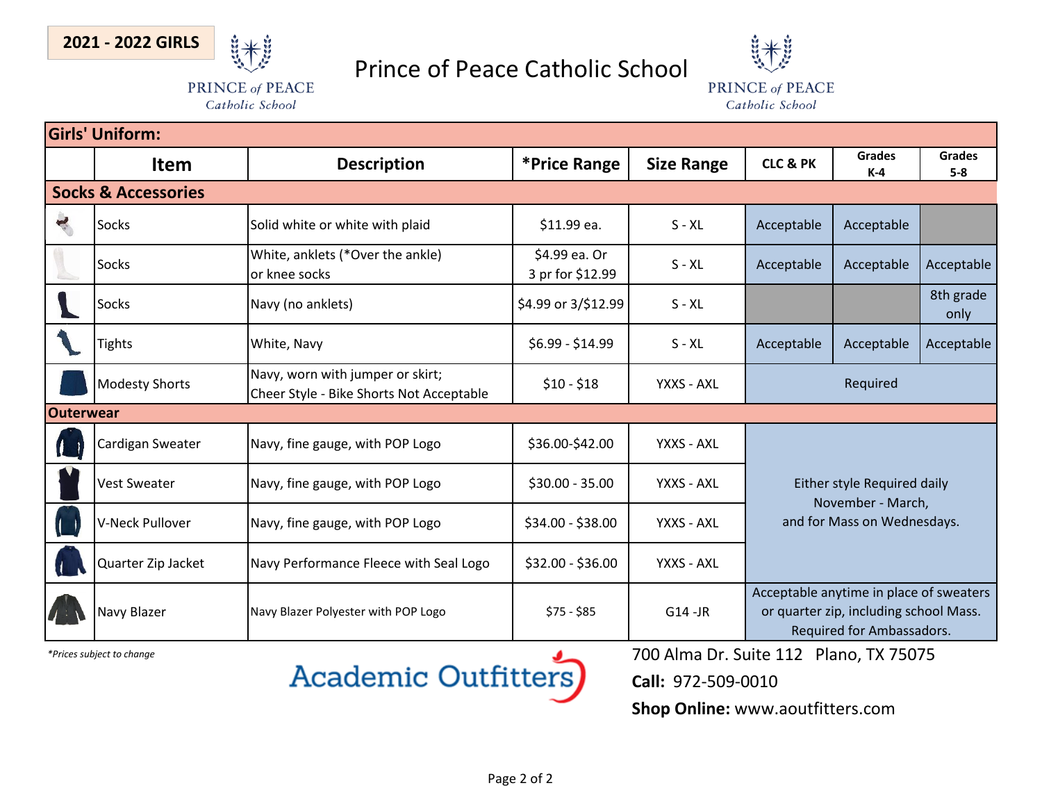**2021 - 2022 GIRLS**

PRINCE of PEACE
Catholic School

# Prince of Peace Catholic School

PRINCE of PEACE
Catholic School

| Girls' Uniform: | | | | | | | |
|---|---|---|---|---|---|---|---|
| | **Item** | **Description** | **\*Price Range** | **Size Range** | **CLC & PK** | **Grades K-4** | **Grades 5-8** |
| **Socks & Accessories** | | | | | | | |
| | Socks | Solid white or white with plaid | $11.99 ea. | S - XL | Acceptable | Acceptable | |
| | Socks | White, anklets (*Over the ankle) or knee socks | $4.99 ea. Or 3 pr for $12.99 | S - XL | Acceptable | Acceptable | Acceptable |
| | Socks | Navy (no anklets) | $4.99 or 3/$12.99 | S - XL | | | 8th grade only |
| | Tights | White, Navy | $6.99 - $14.99 | S - XL | Acceptable | Acceptable | Acceptable |
| | Modesty Shorts | Navy, worn with jumper or skirt; Cheer Style - Bike Shorts Not Acceptable | $10 - $18 | YXXS - AXL | Required | | |
| **Outerwear** | | | | | | | |
| | Cardigan Sweater | Navy, fine gauge, with POP Logo | $36.00-$42.00 | YXXS - AXL | Either style Required daily November - March, and for Mass on Wednesdays. | | |
| | Vest Sweater | Navy, fine gauge, with POP Logo | $30.00 - 35.00 | YXXS - AXL | | | |
| | V-Neck Pullover | Navy, fine gauge, with POP Logo | $34.00 - $38.00 | YXXS - AXL | | | |
| | Quarter Zip Jacket | Navy Performance Fleece with Seal Logo | $32.00 - $36.00 | YXXS - AXL | | | |
| | Navy Blazer | Navy Blazer Polyester with POP Logo | $75 - $85 | G14 -JR | Acceptable anytime in place of sweaters or quarter zip, including school Mass. Required for Ambassadors. | | |

*\*Prices subject to change*

Academic Outfitters

700 Alma Dr. Suite 112 Plano, TX 75075

**Call:** 972-509-0010

**Shop Online:** www.aoutfitters.com